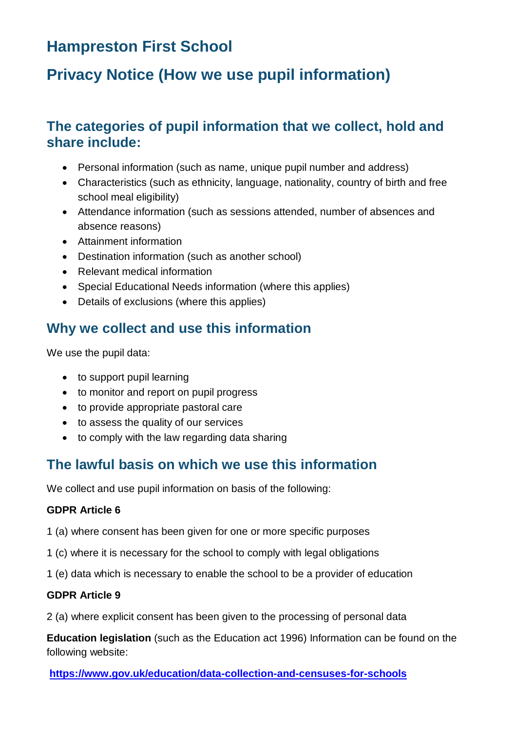# Hampreston First School

# Privacy Notice (How we use pupil information)

## The categories of pupil information that we collect, hold and share include:

- Personal information (such as name, unique pupil number and address)
- Characteristics (such as ethnicity, language, nationality, country of birth and free school meal eligibility)
- Attendance information (such as sessions attended, number of absences and absence reasons)
- Attainment information
- Destination information (such as another school)
- Relevant medical information
- Special Educational Needs information (where this applies)
- Details of exclusions (where this applies)

## Why we collect and use this information

We use the pupil data:

- to support pupil learning
- to monitor and report on pupil progress
- to provide appropriate pastoral care
- to assess the quality of our services
- to comply with the law regarding data sharing

## The lawful basis on which we use this information

We collect and use pupil information on basis of the following:

**GDPR Article 6**

1 (a) where consent has been given for one or more specific purposes

1 (c) where it is necessary for the school to comply with legal obligations

1 (e) data which is necessary to enable the school to be a provider of education

**GDPR Article 9**

2 (a) where explicit consent has been given to the processing of personal data

**Education legislation** (such as the Education act 1996) Information can be found on the following website:

**https://www.gov.uk/education/data-collection-and-censuses-for-schools**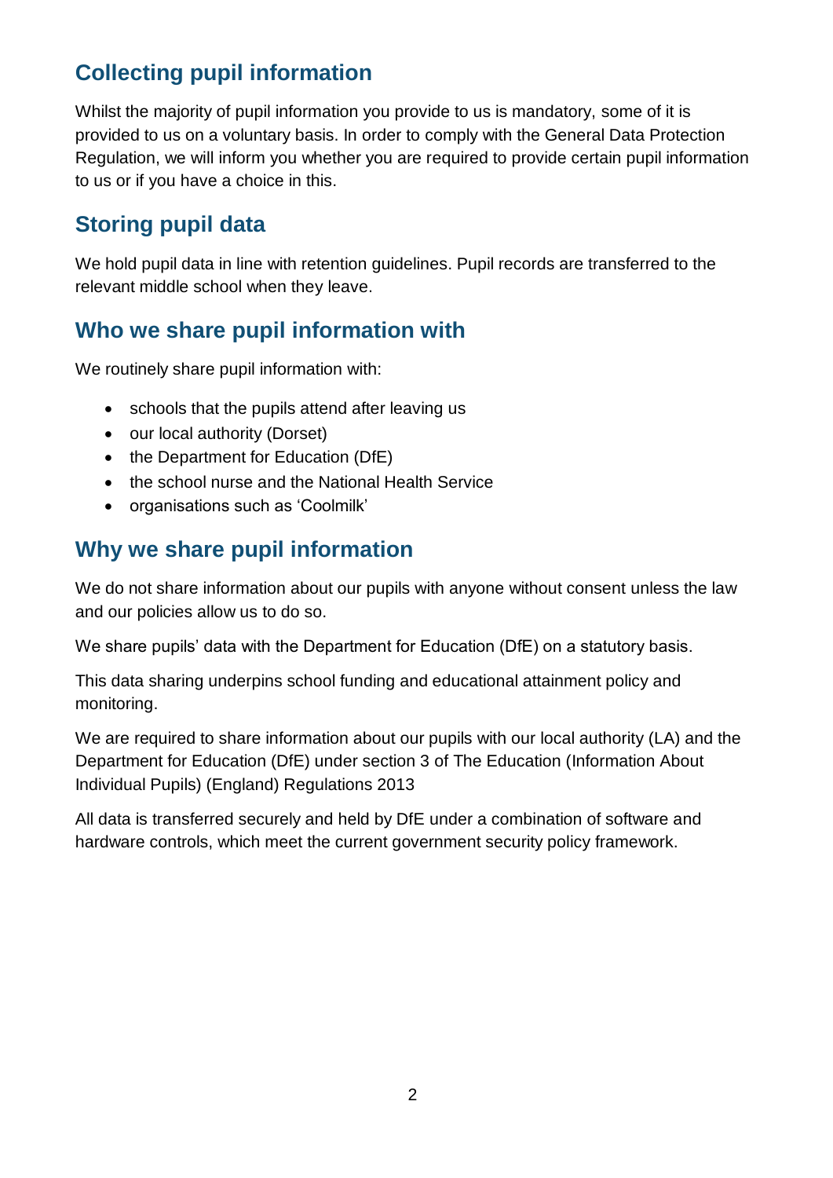## Collecting pupil information

Whilst the majority of pupil information you provide to us is mandatory, some of it is provided to us on a voluntary basis. In order to comply with the General Data Protection Regulation, we will inform you whether you are required to provide certain pupil information to us or if you have a choice in this.

## Storing pupil data

We hold pupil data in line with retention guidelines. Pupil records are transferred to the relevant middle school when they leave.

## Who we share pupil information with

We routinely share pupil information with:

- schools that the pupils attend after leaving us
- our local authority (Dorset)
- the Department for Education (DfE)
- the school nurse and the National Health Service
- organisations such as 'Coolmilk'

## Why we share pupil information

We do not share information about our pupils with anyone without consent unless the law and our policies allow us to do so.

We share pupils' data with the Department for Education (DfE) on a statutory basis.

This data sharing underpins school funding and educational attainment policy and monitoring.

We are required to share information about our pupils with our local authority (LA) and the Department for Education (DfE) under section 3 of The Education (Information About Individual Pupils) (England) Regulations 2013

All data is transferred securely and held by DfE under a combination of software and hardware controls, which meet the current government security policy framework.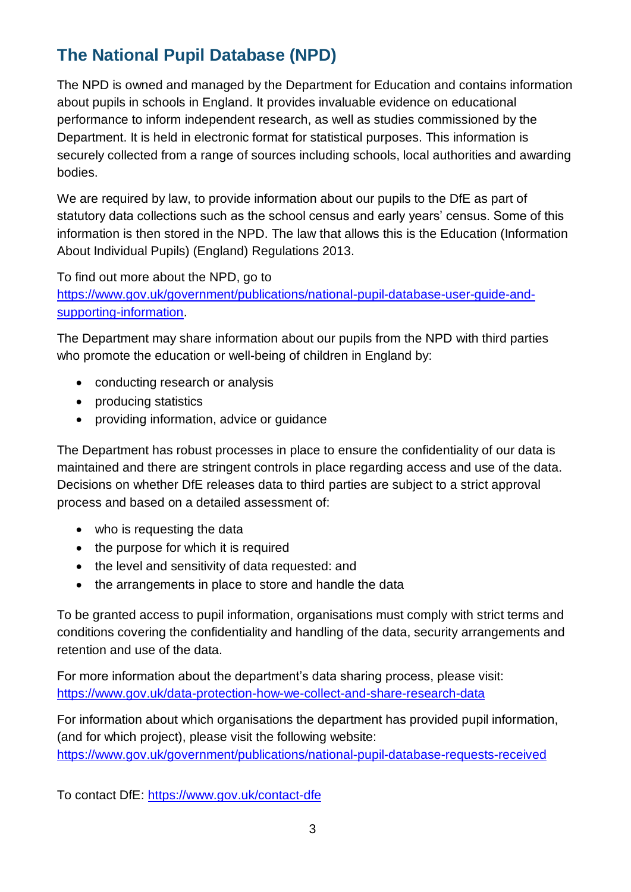## The National Pupil Database (NPD)

The NPD is owned and managed by the Department for Education and contains information about pupils in schools in England. It provides invaluable evidence on educational performance to inform independent research, as well as studies commissioned by the Department. It is held in electronic format for statistical purposes. This information is securely collected from a range of sources including schools, local authorities and awarding bodies.

We are required by law, to provide information about our pupils to the DfE as part of statutory data collections such as the school census and early years' census. Some of this information is then stored in the NPD. The law that allows this is the Education (Information About Individual Pupils) (England) Regulations 2013.

To find out more about the NPD, go to [https://www.gov.uk/government/publications/national-pupil-database-user-guide-and-supporting-information](https://www.gov.uk/government/publications/national-pupil-database-user-guide-and-supporting-information).

The Department may share information about our pupils from the NPD with third parties who promote the education or well-being of children in England by:

- conducting research or analysis
- producing statistics
- providing information, advice or guidance

The Department has robust processes in place to ensure the confidentiality of our data is maintained and there are stringent controls in place regarding access and use of the data. Decisions on whether DfE releases data to third parties are subject to a strict approval process and based on a detailed assessment of:

- who is requesting the data
- the purpose for which it is required
- the level and sensitivity of data requested: and
- the arrangements in place to store and handle the data

To be granted access to pupil information, organisations must comply with strict terms and conditions covering the confidentiality and handling of the data, security arrangements and retention and use of the data.

For more information about the department's data sharing process, please visit: [https://www.gov.uk/data-protection-how-we-collect-and-share-research-data](https://www.gov.uk/data-protection-how-we-collect-and-share-research-data)

For information about which organisations the department has provided pupil information, (and for which project), please visit the following website: [https://www.gov.uk/government/publications/national-pupil-database-requests-received](https://www.gov.uk/government/publications/national-pupil-database-requests-received)

To contact DfE: [https://www.gov.uk/contact-dfe](https://www.gov.uk/contact-dfe)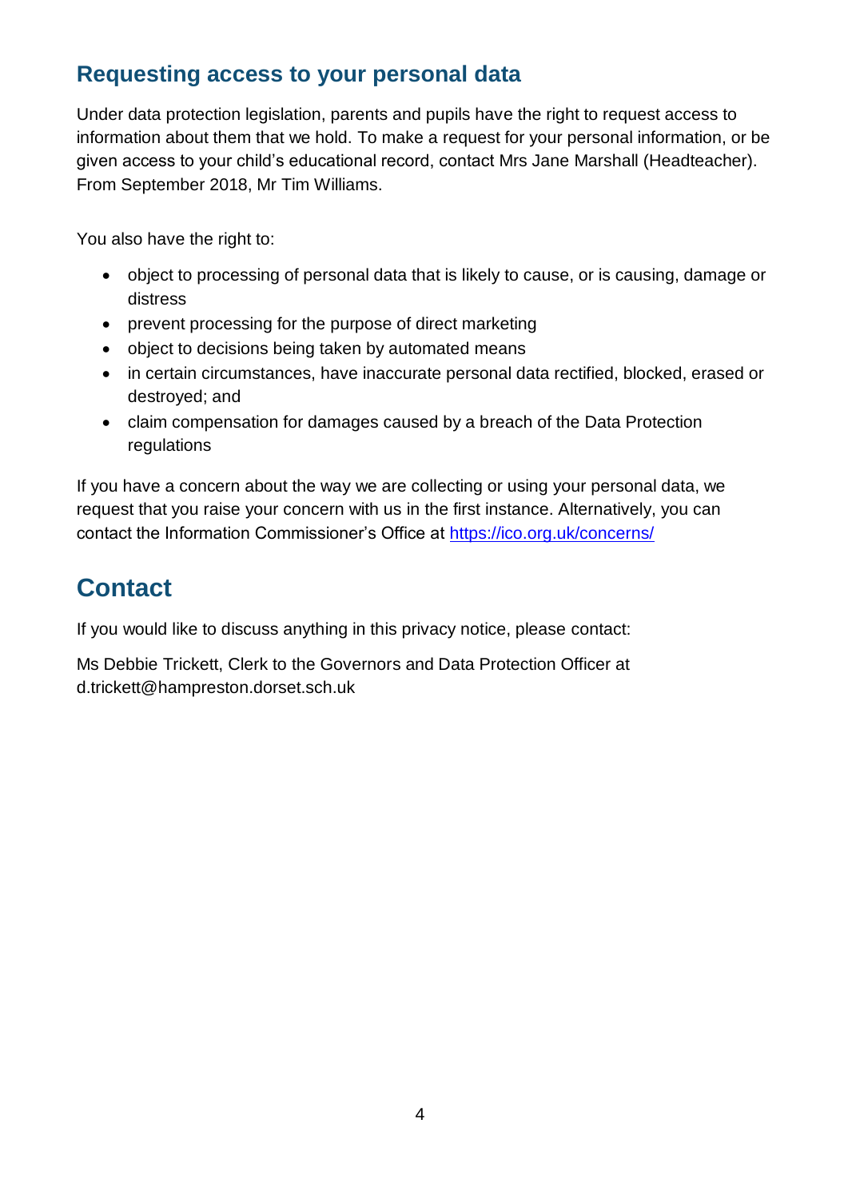## Requesting access to your personal data

Under data protection legislation, parents and pupils have the right to request access to information about them that we hold. To make a request for your personal information, or be given access to your child's educational record, contact Mrs Jane Marshall (Headteacher). From September 2018, Mr Tim Williams.

You also have the right to:

- object to processing of personal data that is likely to cause, or is causing, damage or distress
- prevent processing for the purpose of direct marketing
- object to decisions being taken by automated means
- in certain circumstances, have inaccurate personal data rectified, blocked, erased or destroyed; and
- claim compensation for damages caused by a breach of the Data Protection regulations

If you have a concern about the way we are collecting or using your personal data, we request that you raise your concern with us in the first instance. Alternatively, you can contact the Information Commissioner's Office at [https://ico.org.uk/concerns/](https://ico.org.uk/concerns/)

# Contact

If you would like to discuss anything in this privacy notice, please contact:

Ms Debbie Trickett, Clerk to the Governors and Data Protection Officer at d.trickett@hampreston.dorset.sch.uk